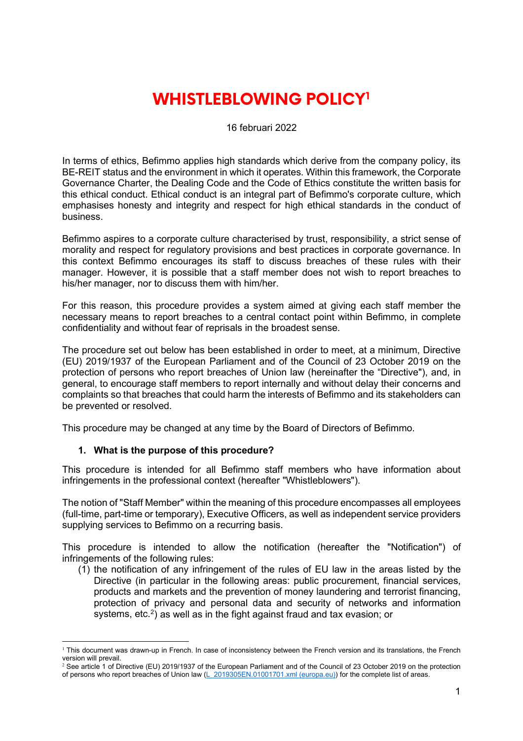# WHISTLEBLOWING POLICY[1]

16 februari 2022

In terms of ethics, Befimmo applies high standards which derive from the company policy, its BE-REIT status and the environment in which it operates. Within this framework, the Corporate Governance Charter, the Dealing Code and the Code of Ethics constitute the written basis for this ethical conduct. Ethical conduct is an integral part of Befimmo's corporate culture, which emphasises honesty and integrity and respect for high ethical standards in the conduct of business.

Befimmo aspires to a corporate culture characterised by trust, responsibility, a strict sense of morality and respect for regulatory provisions and best practices in corporate governance. In this context Befimmo encourages its staff to discuss breaches of these rules with their manager. However, it is possible that a staff member does not wish to report breaches to his/her manager, nor to discuss them with him/her.

For this reason, this procedure provides a system aimed at giving each staff member the necessary means to report breaches to a central contact point within Befimmo, in complete confidentiality and without fear of reprisals in the broadest sense.

The procedure set out below has been established in order to meet, at a minimum, Directive (EU) 2019/1937 of the European Parliament and of the Council of 23 October 2019 on the protection of persons who report breaches of Union law (hereinafter the "Directive"), and, in general, to encourage staff members to report internally and without delay their concerns and complaints so that breaches that could harm the interests of Befimmo and its stakeholders can be prevented or resolved.

This procedure may be changed at any time by the Board of Directors of Befimmo.

## 1. What is the purpose of this procedure?

This procedure is intended for all Befimmo staff members who have information about infringements in the professional context (hereafter "Whistleblowers").

The notion of "Staff Member" within the meaning of this procedure encompasses all employees (full-time, part-time or temporary), Executive Officers, as well as independent service providers supplying services to Befimmo on a recurring basis.

This procedure is intended to allow the notification (hereafter the "Notification") of infringements of the following rules:

(1) the notification of any infringement of the rules of EU law in the areas listed by the Directive (in particular in the following areas: public procurement, financial services, products and markets and the prevention of money laundering and terrorist financing, protection of privacy and personal data and security of networks and information systems, etc.[2]) as well as in the fight against fraud and tax evasion; or

---

[1] This document was drawn-up in French. In case of inconsistency between the French version and its translations, the French version will prevail.

[2] See article 1 of Directive (EU) 2019/1937 of the European Parliament and of the Council of 23 October 2019 on the protection of persons who report breaches of Union law (L_2019305EN.01001701.xml (europa.eu)) for the complete list of areas.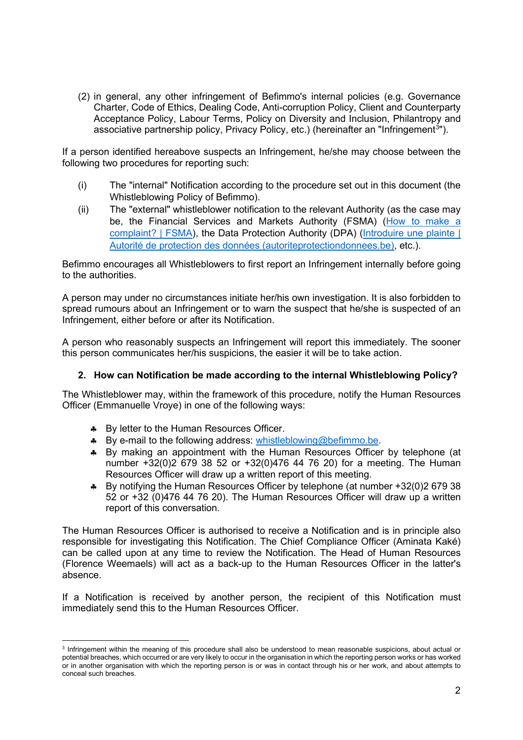(2) in general, any other infringement of Befimmo's internal policies (e.g. Governance Charter, Code of Ethics, Dealing Code, Anti-corruption Policy, Client and Counterparty Acceptance Policy, Labour Terms, Policy on Diversity and Inclusion, Philantropy and associative partnership policy, Privacy Policy, etc.) (hereinafter an "Infringement[3]").

If a person identified hereabove suspects an Infringement, he/she may choose between the following two procedures for reporting such:

(i) The "internal" Notification according to the procedure set out in this document (the Whistleblowing Policy of Befimmo).

(ii) The "external" whistleblower notification to the relevant Authority (as the case may be, the Financial Services and Markets Authority (FSMA) (How to make a complaint? | FSMA), the Data Protection Authority (DPA) (Introduire une plainte | Autorité de protection des données (autoriteprotectiondonnees.be), etc.).

Befimmo encourages all Whistleblowers to first report an Infringement internally before going to the authorities.

A person may under no circumstances initiate her/his own investigation. It is also forbidden to spread rumours about an Infringement or to warn the suspect that he/she is suspected of an Infringement, either before or after its Notification.

A person who reasonably suspects an Infringement will report this immediately. The sooner this person communicates her/his suspicions, the easier it will be to take action.

## 2. How can Notification be made according to the internal Whistleblowing Policy?

The Whistleblower may, within the framework of this procedure, notify the Human Resources Officer (Emmanuelle Vroye) in one of the following ways:

- By letter to the Human Resources Officer.
- By e-mail to the following address: whistleblowing@befimmo.be.
- By making an appointment with the Human Resources Officer by telephone (at number +32(0)2 679 38 52 or +32(0)476 44 76 20) for a meeting. The Human Resources Officer will draw up a written report of this meeting.
- By notifying the Human Resources Officer by telephone (at number +32(0)2 679 38 52 or +32 (0)476 44 76 20). The Human Resources Officer will draw up a written report of this conversation.

The Human Resources Officer is authorised to receive a Notification and is in principle also responsible for investigating this Notification. The Chief Compliance Officer (Aminata Kaké) can be called upon at any time to review the Notification. The Head of Human Resources (Florence Weemaels) will act as a back-up to the Human Resources Officer in the latter's absence.

If a Notification is received by another person, the recipient of this Notification must immediately send this to the Human Resources Officer.

---

[3] Infringement within the meaning of this procedure shall also be understood to mean reasonable suspicions, about actual or potential breaches, which occurred or are very likely to occur in the organisation in which the reporting person works or has worked or in another organisation with which the reporting person is or was in contact through his or her work, and about attempts to conceal such breaches.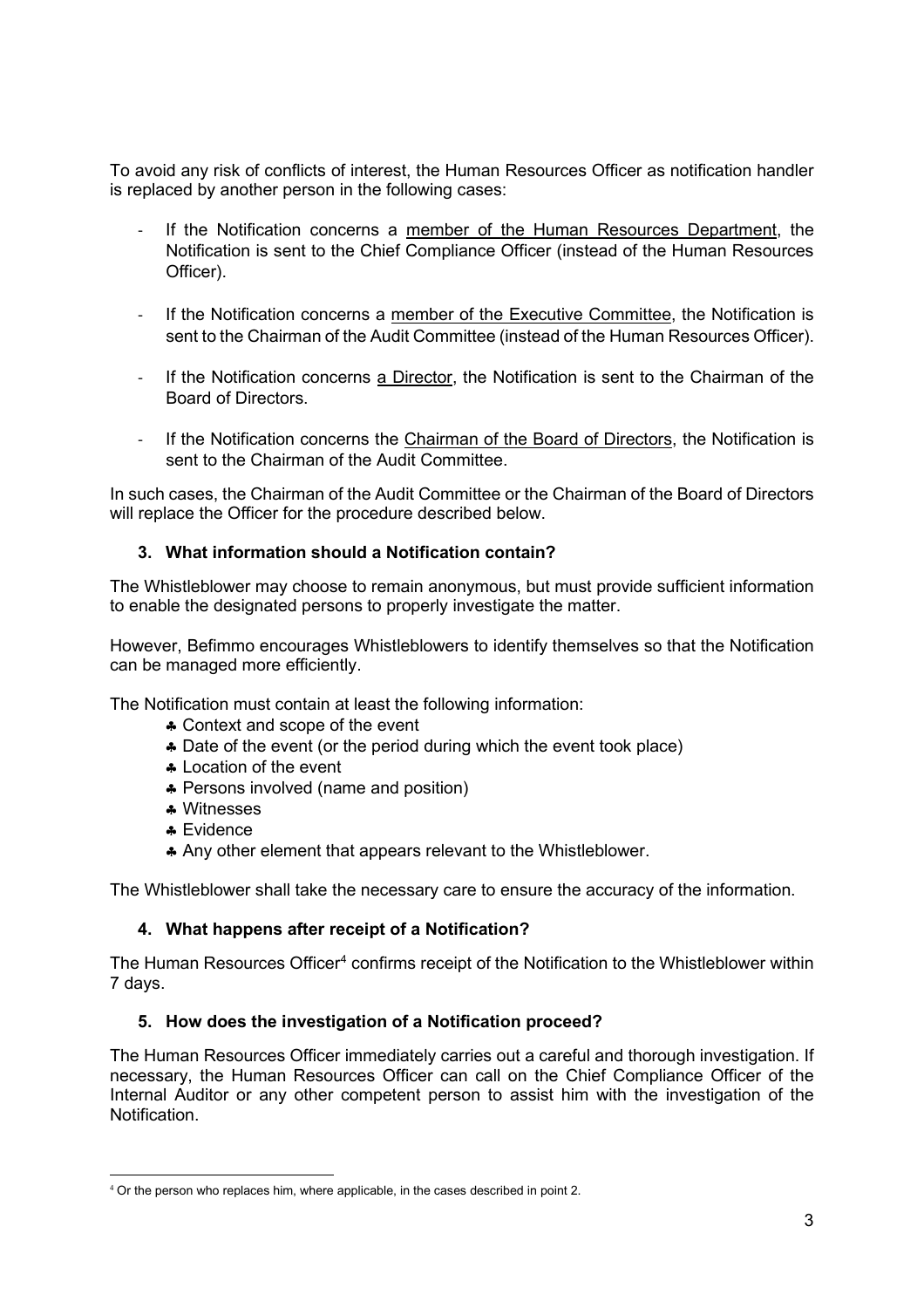To avoid any risk of conflicts of interest, the Human Resources Officer as notification handler is replaced by another person in the following cases:

- If the Notification concerns a <u>member of the Human Resources Department</u>, the Notification is sent to the Chief Compliance Officer (instead of the Human Resources Officer).
- If the Notification concerns a <u>member of the Executive Committee</u>, the Notification is sent to the Chairman of the Audit Committee (instead of the Human Resources Officer).
- If the Notification concerns <u>a Director</u>, the Notification is sent to the Chairman of the Board of Directors.
- If the Notification concerns the <u>Chairman of the Board of Directors</u>, the Notification is sent to the Chairman of the Audit Committee.

In such cases, the Chairman of the Audit Committee or the Chairman of the Board of Directors will replace the Officer for the procedure described below.

### 3. What information should a Notification contain?

The Whistleblower may choose to remain anonymous, but must provide sufficient information to enable the designated persons to properly investigate the matter.

However, Befimmo encourages Whistleblowers to identify themselves so that the Notification can be managed more efficiently.

The Notification must contain at least the following information:

- Context and scope of the event
- Date of the event (or the period during which the event took place)
- Location of the event
- Persons involved (name and position)
- Witnesses
- Evidence
- Any other element that appears relevant to the Whistleblower.

The Whistleblower shall take the necessary care to ensure the accuracy of the information.

### 4. What happens after receipt of a Notification?

The Human Resources Officer[4] confirms receipt of the Notification to the Whistleblower within 7 days.

### 5. How does the investigation of a Notification proceed?

The Human Resources Officer immediately carries out a careful and thorough investigation. If necessary, the Human Resources Officer can call on the Chief Compliance Officer of the Internal Auditor or any other competent person to assist him with the investigation of the Notification.

[4] Or the person who replaces him, where applicable, in the cases described in point 2.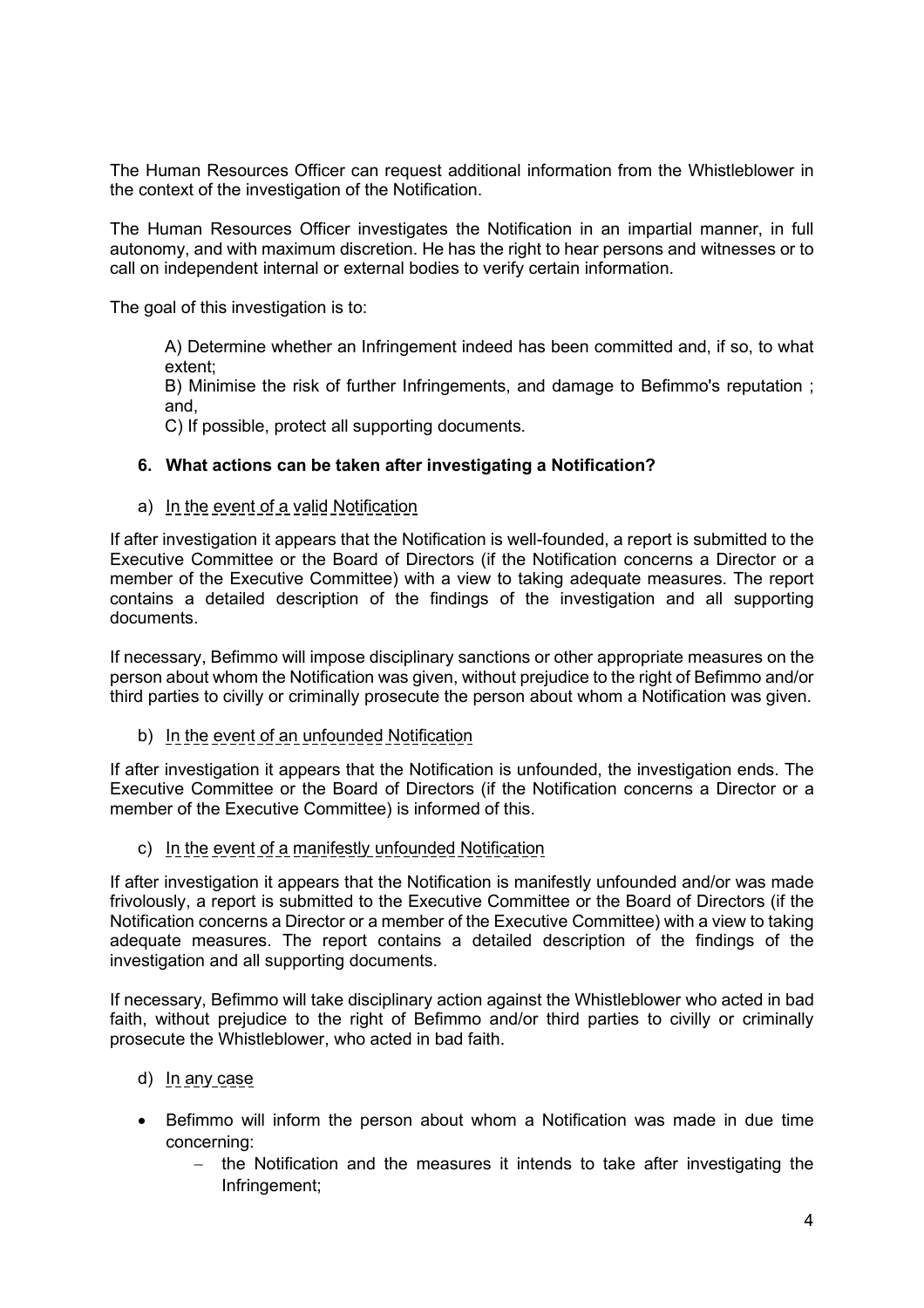The Human Resources Officer can request additional information from the Whistleblower in the context of the investigation of the Notification.

The Human Resources Officer investigates the Notification in an impartial manner, in full autonomy, and with maximum discretion. He has the right to hear persons and witnesses or to call on independent internal or external bodies to verify certain information.

The goal of this investigation is to:

A) Determine whether an Infringement indeed has been committed and, if so, to what extent;
B) Minimise the risk of further Infringements, and damage to Befimmo's reputation ; and,
C) If possible, protect all supporting documents.

### 6. What actions can be taken after investigating a Notification?

a) In the event of a valid Notification

If after investigation it appears that the Notification is well-founded, a report is submitted to the Executive Committee or the Board of Directors (if the Notification concerns a Director or a member of the Executive Committee) with a view to taking adequate measures. The report contains a detailed description of the findings of the investigation and all supporting documents.

If necessary, Befimmo will impose disciplinary sanctions or other appropriate measures on the person about whom the Notification was given, without prejudice to the right of Befimmo and/or third parties to civilly or criminally prosecute the person about whom a Notification was given.

b) In the event of an unfounded Notification

If after investigation it appears that the Notification is unfounded, the investigation ends. The Executive Committee or the Board of Directors (if the Notification concerns a Director or a member of the Executive Committee) is informed of this.

c) In the event of a manifestly unfounded Notification

If after investigation it appears that the Notification is manifestly unfounded and/or was made frivolously, a report is submitted to the Executive Committee or the Board of Directors (if the Notification concerns a Director or a member of the Executive Committee) with a view to taking adequate measures. The report contains a detailed description of the findings of the investigation and all supporting documents.

If necessary, Befimmo will take disciplinary action against the Whistleblower who acted in bad faith, without prejudice to the right of Befimmo and/or third parties to civilly or criminally prosecute the Whistleblower, who acted in bad faith.

d) In any case

- Befimmo will inform the person about whom a Notification was made in due time concerning:
  - the Notification and the measures it intends to take after investigating the Infringement;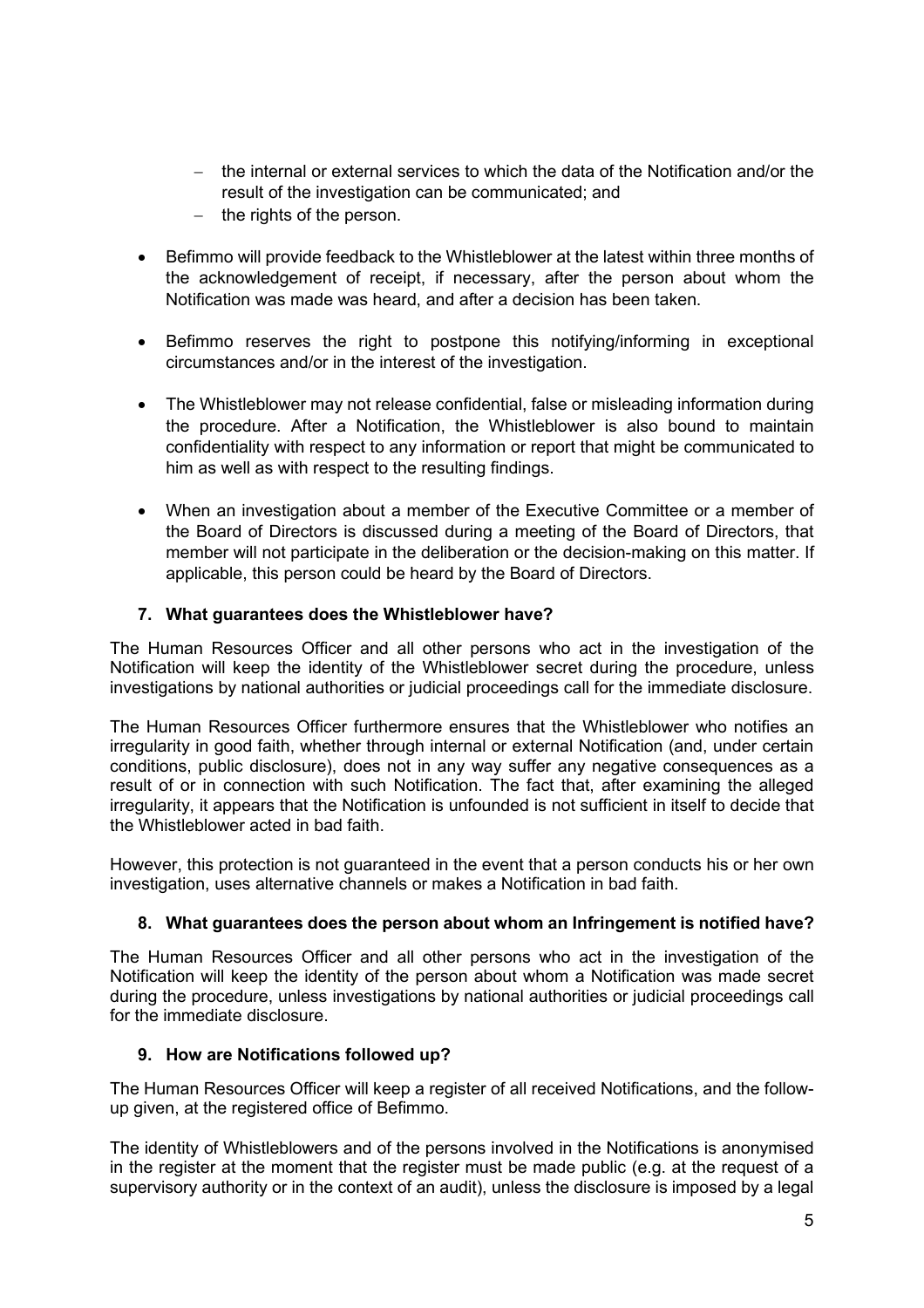- the internal or external services to which the data of the Notification and/or the result of the investigation can be communicated; and
   - the rights of the person.

- Befimmo will provide feedback to the Whistleblower at the latest within three months of the acknowledgement of receipt, if necessary, after the person about whom the Notification was made was heard, and after a decision has been taken.

- Befimmo reserves the right to postpone this notifying/informing in exceptional circumstances and/or in the interest of the investigation.

- The Whistleblower may not release confidential, false or misleading information during the procedure. After a Notification, the Whistleblower is also bound to maintain confidentiality with respect to any information or report that might be communicated to him as well as with respect to the resulting findings.

- When an investigation about a member of the Executive Committee or a member of the Board of Directors is discussed during a meeting of the Board of Directors, that member will not participate in the deliberation or the decision-making on this matter. If applicable, this person could be heard by the Board of Directors.

## 7. What guarantees does the Whistleblower have?

The Human Resources Officer and all other persons who act in the investigation of the Notification will keep the identity of the Whistleblower secret during the procedure, unless investigations by national authorities or judicial proceedings call for the immediate disclosure.

The Human Resources Officer furthermore ensures that the Whistleblower who notifies an irregularity in good faith, whether through internal or external Notification (and, under certain conditions, public disclosure), does not in any way suffer any negative consequences as a result of or in connection with such Notification. The fact that, after examining the alleged irregularity, it appears that the Notification is unfounded is not sufficient in itself to decide that the Whistleblower acted in bad faith.

However, this protection is not guaranteed in the event that a person conducts his or her own investigation, uses alternative channels or makes a Notification in bad faith.

## 8. What guarantees does the person about whom an Infringement is notified have?

The Human Resources Officer and all other persons who act in the investigation of the Notification will keep the identity of the person about whom a Notification was made secret during the procedure, unless investigations by national authorities or judicial proceedings call for the immediate disclosure.

## 9. How are Notifications followed up?

The Human Resources Officer will keep a register of all received Notifications, and the follow-up given, at the registered office of Befimmo.

The identity of Whistleblowers and of the persons involved in the Notifications is anonymised in the register at the moment that the register must be made public (e.g. at the request of a supervisory authority or in the context of an audit), unless the disclosure is imposed by a legal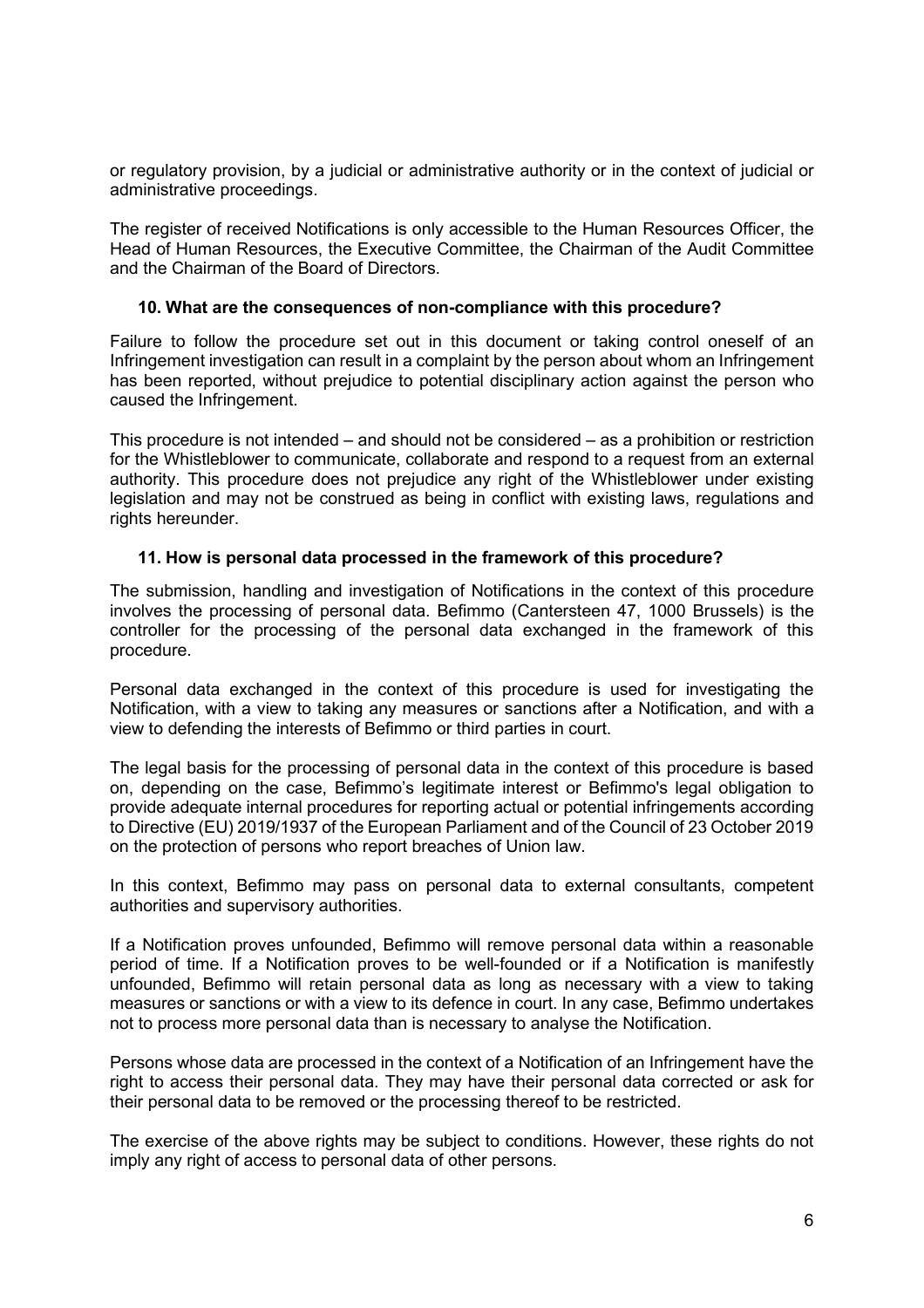or regulatory provision, by a judicial or administrative authority or in the context of judicial or administrative proceedings.

The register of received Notifications is only accessible to the Human Resources Officer, the Head of Human Resources, the Executive Committee, the Chairman of the Audit Committee and the Chairman of the Board of Directors.

### 10. What are the consequences of non-compliance with this procedure?

Failure to follow the procedure set out in this document or taking control oneself of an Infringement investigation can result in a complaint by the person about whom an Infringement has been reported, without prejudice to potential disciplinary action against the person who caused the Infringement.

This procedure is not intended – and should not be considered – as a prohibition or restriction for the Whistleblower to communicate, collaborate and respond to a request from an external authority. This procedure does not prejudice any right of the Whistleblower under existing legislation and may not be construed as being in conflict with existing laws, regulations and rights hereunder.

### 11. How is personal data processed in the framework of this procedure?

The submission, handling and investigation of Notifications in the context of this procedure involves the processing of personal data. Befimmo (Cantersteen 47, 1000 Brussels) is the controller for the processing of the personal data exchanged in the framework of this procedure.

Personal data exchanged in the context of this procedure is used for investigating the Notification, with a view to taking any measures or sanctions after a Notification, and with a view to defending the interests of Befimmo or third parties in court.

The legal basis for the processing of personal data in the context of this procedure is based on, depending on the case, Befimmo's legitimate interest or Befimmo's legal obligation to provide adequate internal procedures for reporting actual or potential infringements according to Directive (EU) 2019/1937 of the European Parliament and of the Council of 23 October 2019 on the protection of persons who report breaches of Union law.

In this context, Befimmo may pass on personal data to external consultants, competent authorities and supervisory authorities.

If a Notification proves unfounded, Befimmo will remove personal data within a reasonable period of time. If a Notification proves to be well-founded or if a Notification is manifestly unfounded, Befimmo will retain personal data as long as necessary with a view to taking measures or sanctions or with a view to its defence in court. In any case, Befimmo undertakes not to process more personal data than is necessary to analyse the Notification.

Persons whose data are processed in the context of a Notification of an Infringement have the right to access their personal data. They may have their personal data corrected or ask for their personal data to be removed or the processing thereof to be restricted.

The exercise of the above rights may be subject to conditions. However, these rights do not imply any right of access to personal data of other persons.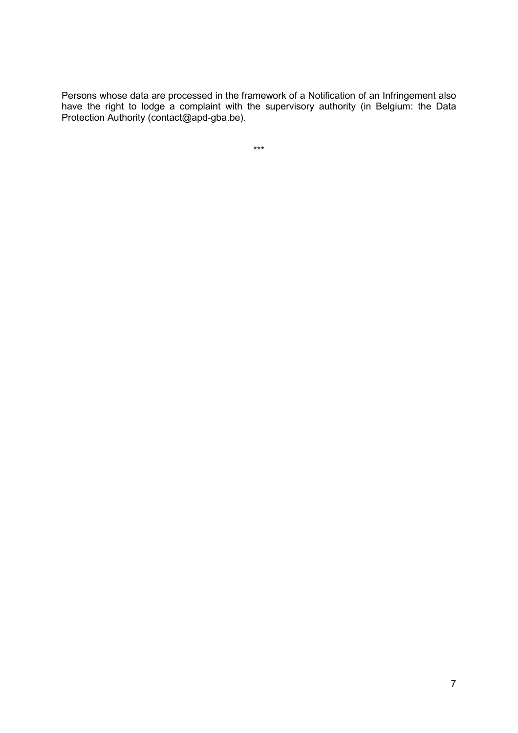Persons whose data are processed in the framework of a Notification of an Infringement also have the right to lodge a complaint with the supervisory authority (in Belgium: the Data Protection Authority (contact@apd-gba.be).

***